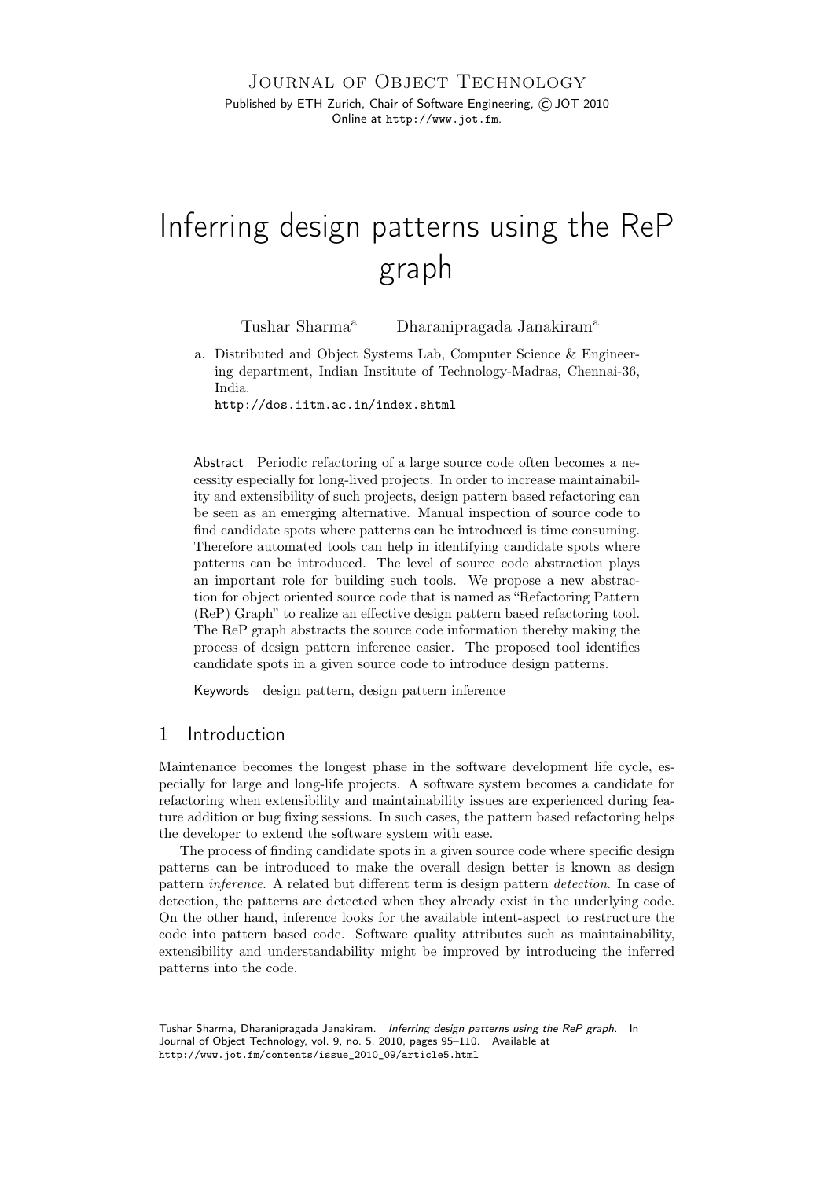Journal of Object Technology

Published by ETH Zurich, Chair of Software Engineering, © JOT 2010

Online at http://www.jot.fm.

# Inferring design patterns using the ReP graph

Tushar Sharma[a] Dharanipragada Janakiram[a]

a. Distributed and Object Systems Lab, Computer Science & Engineering department, Indian Institute of Technology-Madras, Chennai-36, India.
http://dos.iitm.ac.in/index.shtml

**Abstract** Periodic refactoring of a large source code often becomes a necessity especially for long-lived projects. In order to increase maintainability and extensibility of such projects, design pattern based refactoring can be seen as an emerging alternative. Manual inspection of source code to find candidate spots where patterns can be introduced is time consuming. Therefore automated tools can help in identifying candidate spots where patterns can be introduced. The level of source code abstraction plays an important role for building such tools. We propose a new abstraction for object oriented source code that is named as "Refactoring Pattern (ReP) Graph" to realize an effective design pattern based refactoring tool. The ReP graph abstracts the source code information thereby making the process of design pattern inference easier. The proposed tool identifies candidate spots in a given source code to introduce design patterns.

**Keywords** design pattern, design pattern inference

## 1 Introduction

Maintenance becomes the longest phase in the software development life cycle, especially for large and long-life projects. A software system becomes a candidate for refactoring when extensibility and maintainability issues are experienced during feature addition or bug fixing sessions. In such cases, the pattern based refactoring helps the developer to extend the software system with ease.

The process of finding candidate spots in a given source code where specific design patterns can be introduced to make the overall design better is known as design pattern *inference*. A related but different term is design pattern *detection*. In case of detection, the patterns are detected when they already exist in the underlying code. On the other hand, inference looks for the available intent-aspect to restructure the code into pattern based code. Software quality attributes such as maintainability, extensibility and understandability might be improved by introducing the inferred patterns into the code.

Tushar Sharma, Dharanipragada Janakiram. *Inferring design patterns using the ReP graph*. In Journal of Object Technology, vol. 9, no. 5, 2010, pages 95–110. Available at http://www.jot.fm/contents/issue_2010_09/article5.html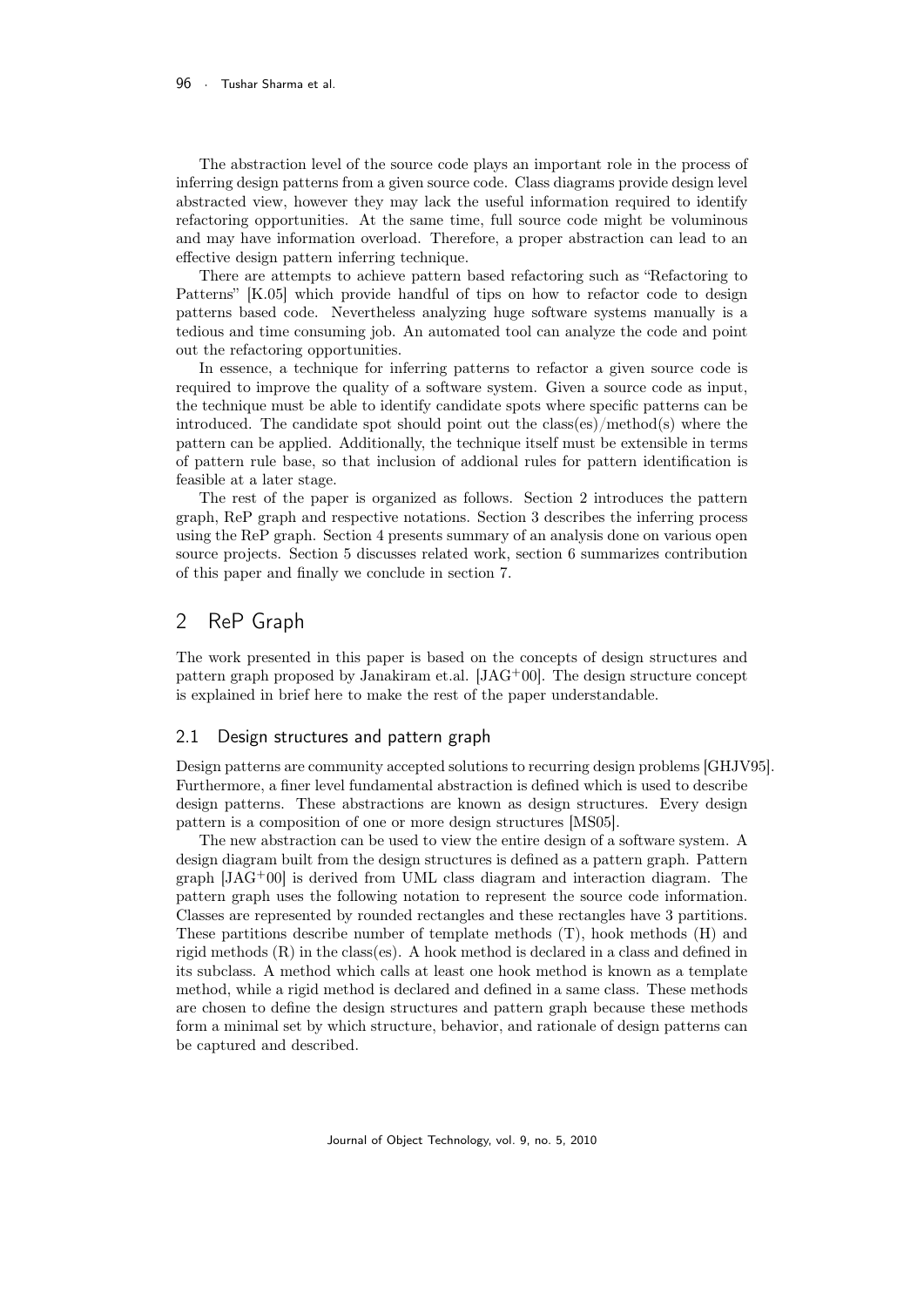The abstraction level of the source code plays an important role in the process of inferring design patterns from a given source code. Class diagrams provide design level abstracted view, however they may lack the useful information required to identify refactoring opportunities. At the same time, full source code might be voluminous and may have information overload. Therefore, a proper abstraction can lead to an effective design pattern inferring technique.

There are attempts to achieve pattern based refactoring such as "Refactoring to Patterns" [K.05] which provide handful of tips on how to refactor code to design patterns based code. Nevertheless analyzing huge software systems manually is a tedious and time consuming job. An automated tool can analyze the code and point out the refactoring opportunities.

In essence, a technique for inferring patterns to refactor a given source code is required to improve the quality of a software system. Given a source code as input, the technique must be able to identify candidate spots where specific patterns can be introduced. The candidate spot should point out the class(es)/method(s) where the pattern can be applied. Additionally, the technique itself must be extensible in terms of pattern rule base, so that inclusion of addional rules for pattern identification is feasible at a later stage.

The rest of the paper is organized as follows. Section 2 introduces the pattern graph, ReP graph and respective notations. Section 3 describes the inferring process using the ReP graph. Section 4 presents summary of an analysis done on various open source projects. Section 5 discusses related work, section 6 summarizes contribution of this paper and finally we conclude in section 7.

## 2 ReP Graph

The work presented in this paper is based on the concepts of design structures and pattern graph proposed by Janakiram et.al. [JAG+00]. The design structure concept is explained in brief here to make the rest of the paper understandable.

### 2.1 Design structures and pattern graph

Design patterns are community accepted solutions to recurring design problems [GHJV95]. Furthermore, a finer level fundamental abstraction is defined which is used to describe design patterns. These abstractions are known as design structures. Every design pattern is a composition of one or more design structures [MS05].

The new abstraction can be used to view the entire design of a software system. A design diagram built from the design structures is defined as a pattern graph. Pattern graph [JAG+00] is derived from UML class diagram and interaction diagram. The pattern graph uses the following notation to represent the source code information. Classes are represented by rounded rectangles and these rectangles have 3 partitions. These partitions describe number of template methods (T), hook methods (H) and rigid methods (R) in the class(es). A hook method is declared in a class and defined in its subclass. A method which calls at least one hook method is known as a template method, while a rigid method is declared and defined in a same class. These methods are chosen to define the design structures and pattern graph because these methods form a minimal set by which structure, behavior, and rationale of design patterns can be captured and described.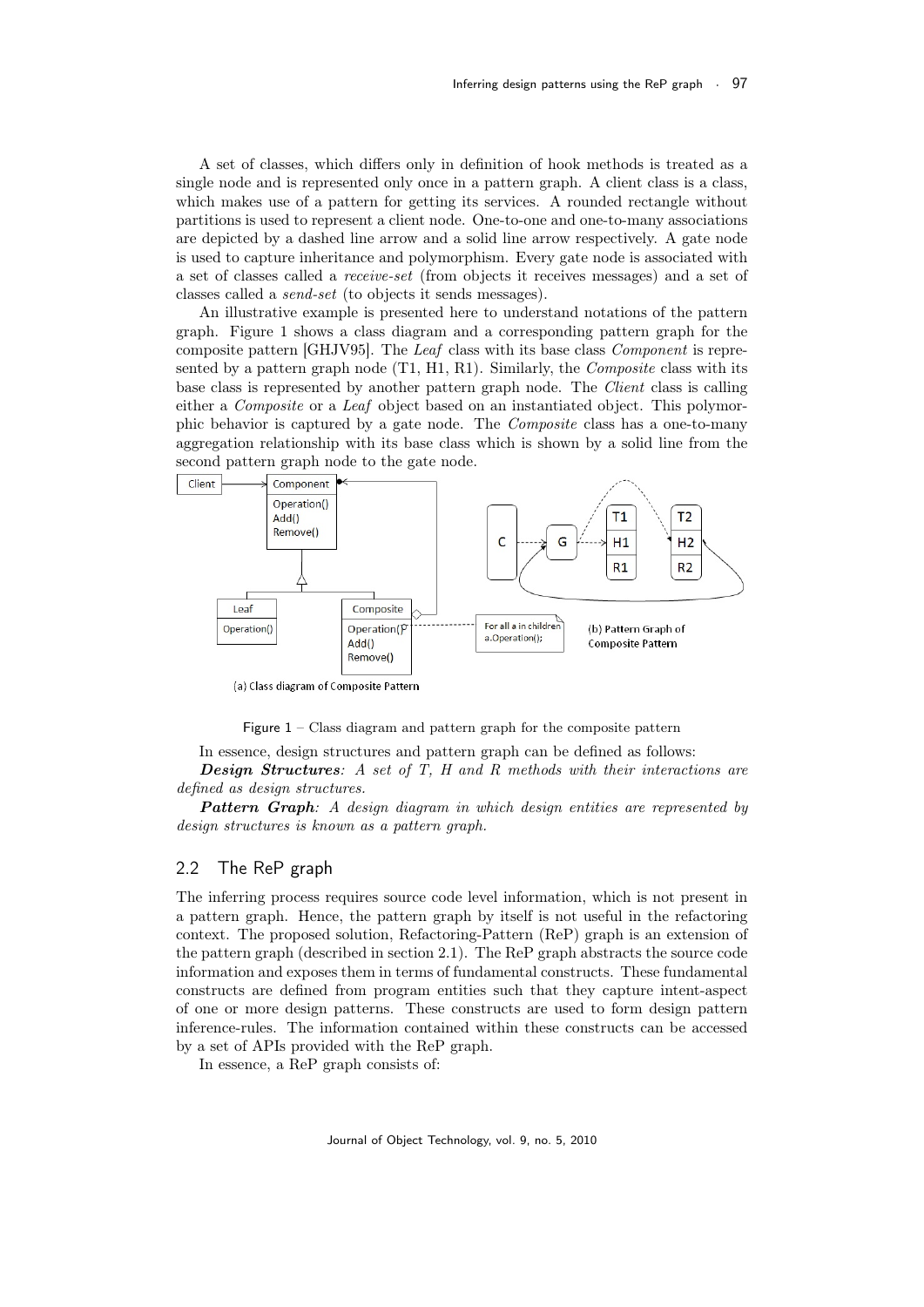A set of classes, which differs only in definition of hook methods is treated as a single node and is represented only once in a pattern graph. A client class is a class, which makes use of a pattern for getting its services. A rounded rectangle without partitions is used to represent a client node. One-to-one and one-to-many associations are depicted by a dashed line arrow and a solid line arrow respectively. A gate node is used to capture inheritance and polymorphism. Every gate node is associated with a set of classes called a *receive-set* (from objects it receives messages) and a set of classes called a *send-set* (to objects it sends messages).

An illustrative example is presented here to understand notations of the pattern graph. Figure 1 shows a class diagram and a corresponding pattern graph for the composite pattern [GHJV95]. The *Leaf* class with its base class *Component* is represented by a pattern graph node (T1, H1, R1). Similarly, the *Composite* class with its base class is represented by another pattern graph node. The *Client* class is calling either a *Composite* or a *Leaf* object based on an instantiated object. This polymorphic behavior is captured by a gate node. The *Composite* class has a one-to-many aggregation relationship with its base class which is shown by a solid line from the second pattern graph node to the gate node.

Client

Component

Operation()

Add()

Remove()

Leaf

Operation()

Composite

Operation()

Add()

Remove()

For all a in children

a.Operation();

(a) Class diagram of Composite Pattern

C

G

T1

H1

R1

T2

H2

R2

(b) Pattern Graph of Composite Pattern

Figure 1 – Class diagram and pattern graph for the composite pattern

In essence, design structures and pattern graph can be defined as follows:

***Design Structures****: A set of T, H and R methods with their interactions are defined as design structures.*

***Pattern Graph****: A design diagram in which design entities are represented by design structures is known as a pattern graph.*

## 2.2 The ReP graph

The inferring process requires source code level information, which is not present in a pattern graph. Hence, the pattern graph by itself is not useful in the refactoring context. The proposed solution, Refactoring-Pattern (ReP) graph is an extension of the pattern graph (described in section 2.1). The ReP graph abstracts the source code information and exposes them in terms of fundamental constructs. These fundamental constructs are defined from program entities such that they capture intent-aspect of one or more design patterns. These constructs are used to form design pattern inference-rules. The information contained within these constructs can be accessed by a set of APIs provided with the ReP graph.

In essence, a ReP graph consists of: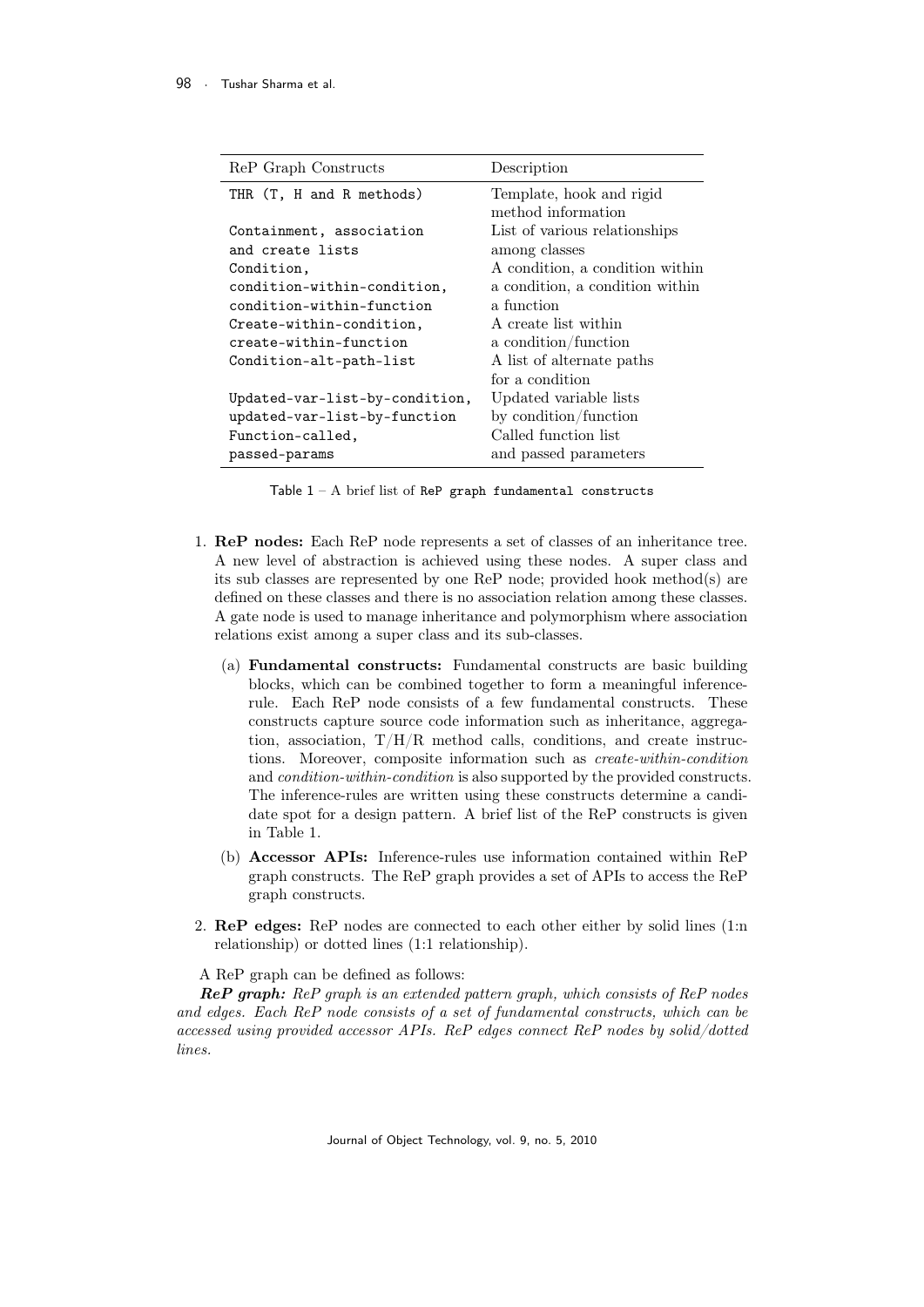| ReP Graph Constructs | Description |
|---|---|
| `THR (T, H and R methods)` | Template, hook and rigid method information |
| `Containment, association and create lists` | List of various relationships among classes |
| `Condition, condition-within-condition, condition-within-function` | A condition, a condition within a condition, a condition within a function |
| `Create-within-condition, create-within-function` | A create list within a condition/function |
| `Condition-alt-path-list` | A list of alternate paths for a condition |
| `Updated-var-list-by-condition, updated-var-list-by-function` | Updated variable lists by condition/function |
| `Function-called, passed-params` | Called function list and passed parameters |

Table 1 – A brief list of `ReP graph fundamental constructs`

1. **ReP nodes:** Each ReP node represents a set of classes of an inheritance tree. A new level of abstraction is achieved using these nodes. A super class and its sub classes are represented by one ReP node; provided hook method(s) are defined on these classes and there is no association relation among these classes. A gate node is used to manage inheritance and polymorphism where association relations exist among a super class and its sub-classes.
   (a) **Fundamental constructs:** Fundamental constructs are basic building blocks, which can be combined together to form a meaningful inference-rule. Each ReP node consists of a few fundamental constructs. These constructs capture source code information such as inheritance, aggregation, association, T/H/R method calls, conditions, and create instructions. Moreover, composite information such as *create-within-condition* and *condition-within-condition* is also supported by the provided constructs. The inference-rules are written using these constructs determine a candidate spot for a design pattern. A brief list of the ReP constructs is given in Table 1.
   (b) **Accessor APIs:** Inference-rules use information contained within ReP graph constructs. The ReP graph provides a set of APIs to access the ReP graph constructs.
2. **ReP edges:** ReP nodes are connected to each other either by solid lines (1:n relationship) or dotted lines (1:1 relationship).

A ReP graph can be defined as follows:

***ReP graph:*** *ReP graph is an extended pattern graph, which consists of ReP nodes and edges. Each ReP node consists of a set of fundamental constructs, which can be accessed using provided accessor APIs. ReP edges connect ReP nodes by solid/dotted lines.*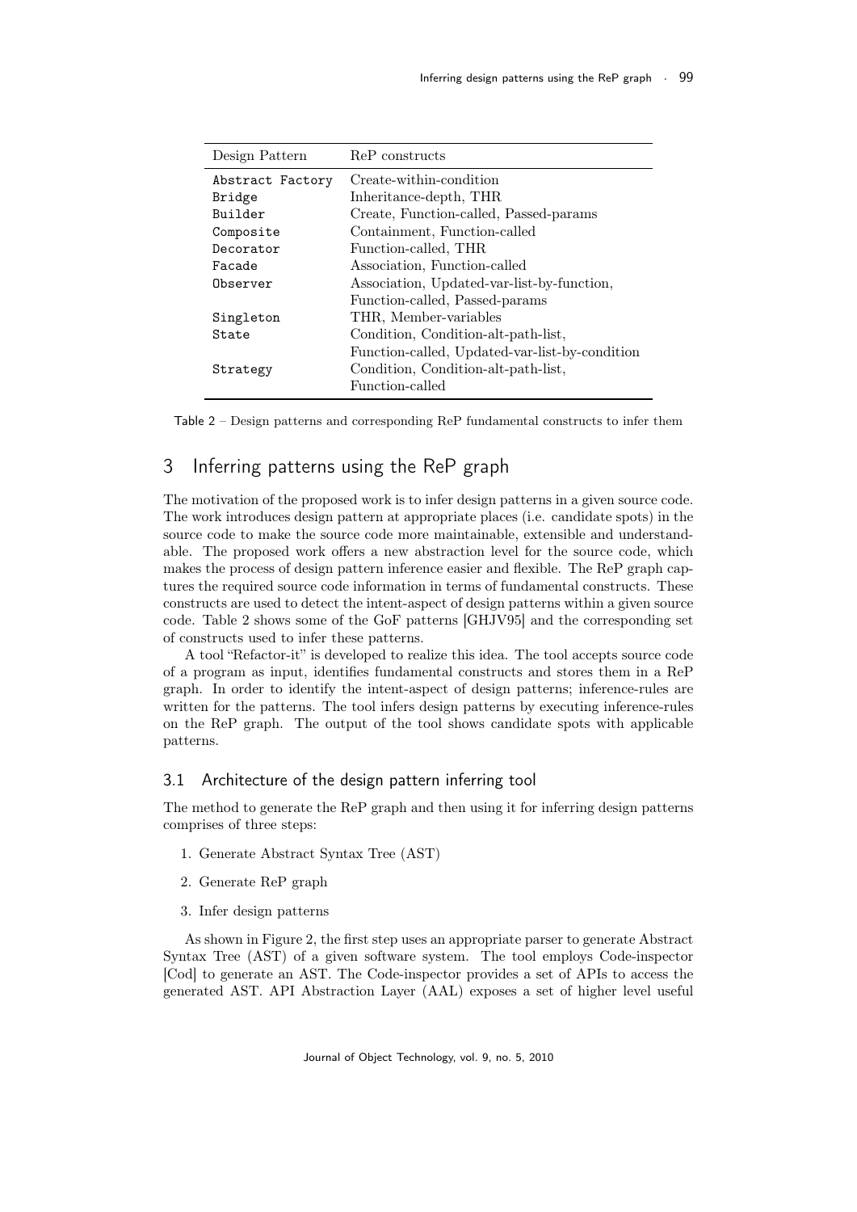| Design Pattern | ReP constructs |
|---|---|
| Abstract Factory | Create-within-condition |
| Bridge | Inheritance-depth, THR |
| Builder | Create, Function-called, Passed-params |
| Composite | Containment, Function-called |
| Decorator | Function-called, THR |
| Facade | Association, Function-called |
| Observer | Association, Updated-var-list-by-function, Function-called, Passed-params |
| Singleton | THR, Member-variables |
| State | Condition, Condition-alt-path-list, Function-called, Updated-var-list-by-condition |
| Strategy | Condition, Condition-alt-path-list, Function-called |

Table 2 – Design patterns and corresponding ReP fundamental constructs to infer them

## 3 Inferring patterns using the ReP graph

The motivation of the proposed work is to infer design patterns in a given source code. The work introduces design pattern at appropriate places (i.e. candidate spots) in the source code to make the source code more maintainable, extensible and understandable. The proposed work offers a new abstraction level for the source code, which makes the process of design pattern inference easier and flexible. The ReP graph captures the required source code information in terms of fundamental constructs. These constructs are used to detect the intent-aspect of design patterns within a given source code. Table 2 shows some of the GoF patterns [GHJV95] and the corresponding set of constructs used to infer these patterns.

A tool "Refactor-it" is developed to realize this idea. The tool accepts source code of a program as input, identifies fundamental constructs and stores them in a ReP graph. In order to identify the intent-aspect of design patterns; inference-rules are written for the patterns. The tool infers design patterns by executing inference-rules on the ReP graph. The output of the tool shows candidate spots with applicable patterns.

### 3.1 Architecture of the design pattern inferring tool

The method to generate the ReP graph and then using it for inferring design patterns comprises of three steps:

1. Generate Abstract Syntax Tree (AST)
2. Generate ReP graph
3. Infer design patterns

As shown in Figure 2, the first step uses an appropriate parser to generate Abstract Syntax Tree (AST) of a given software system. The tool employs Code-inspector [Cod] to generate an AST. The Code-inspector provides a set of APIs to access the generated AST. API Abstraction Layer (AAL) exposes a set of higher level useful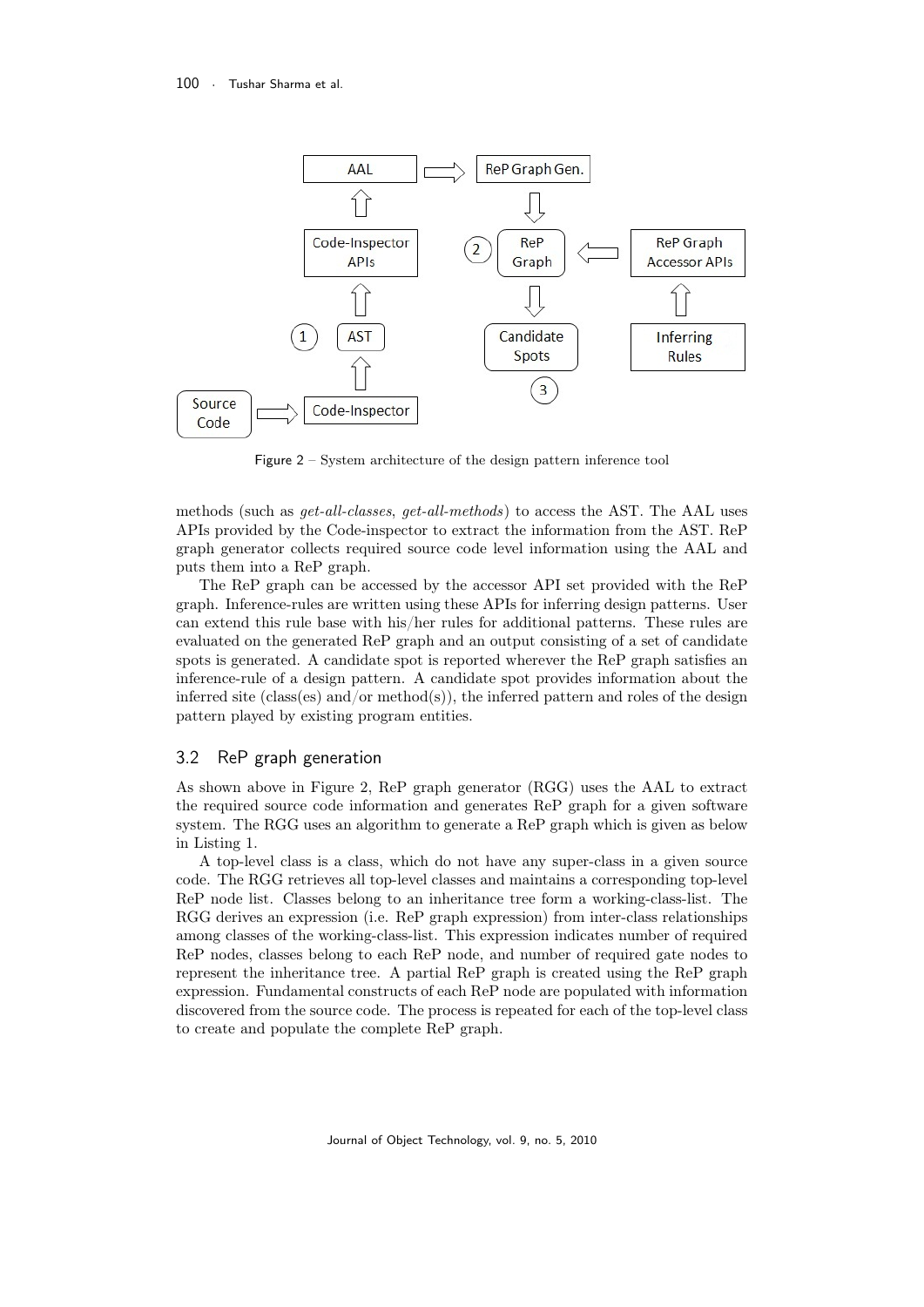AAL

ReP Graph Gen.

Code-Inspector APIs

ReP Graph

ReP Graph Accessor APIs

AST

Candidate Spots

Inferring Rules

Source Code

Code-Inspector

1

2

3

Figure 2 – System architecture of the design pattern inference tool

methods (such as *get-all-classes*, *get-all-methods*) to access the AST. The AAL uses APIs provided by the Code-inspector to extract the information from the AST. ReP graph generator collects required source code level information using the AAL and puts them into a ReP graph.

The ReP graph can be accessed by the accessor API set provided with the ReP graph. Inference-rules are written using these APIs for inferring design patterns. User can extend this rule base with his/her rules for additional patterns. These rules are evaluated on the generated ReP graph and an output consisting of a set of candidate spots is generated. A candidate spot is reported wherever the ReP graph satisfies an inference-rule of a design pattern. A candidate spot provides information about the inferred site (class(es) and/or method(s)), the inferred pattern and roles of the design pattern played by existing program entities.

## 3.2 ReP graph generation

As shown above in Figure 2, ReP graph generator (RGG) uses the AAL to extract the required source code information and generates ReP graph for a given software system. The RGG uses an algorithm to generate a ReP graph which is given as below in Listing 1.

A top-level class is a class, which do not have any super-class in a given source code. The RGG retrieves all top-level classes and maintains a corresponding top-level ReP node list. Classes belong to an inheritance tree form a working-class-list. The RGG derives an expression (i.e. ReP graph expression) from inter-class relationships among classes of the working-class-list. This expression indicates number of required ReP nodes, classes belong to each ReP node, and number of required gate nodes to represent the inheritance tree. A partial ReP graph is created using the ReP graph expression. Fundamental constructs of each ReP node are populated with information discovered from the source code. The process is repeated for each of the top-level class to create and populate the complete ReP graph.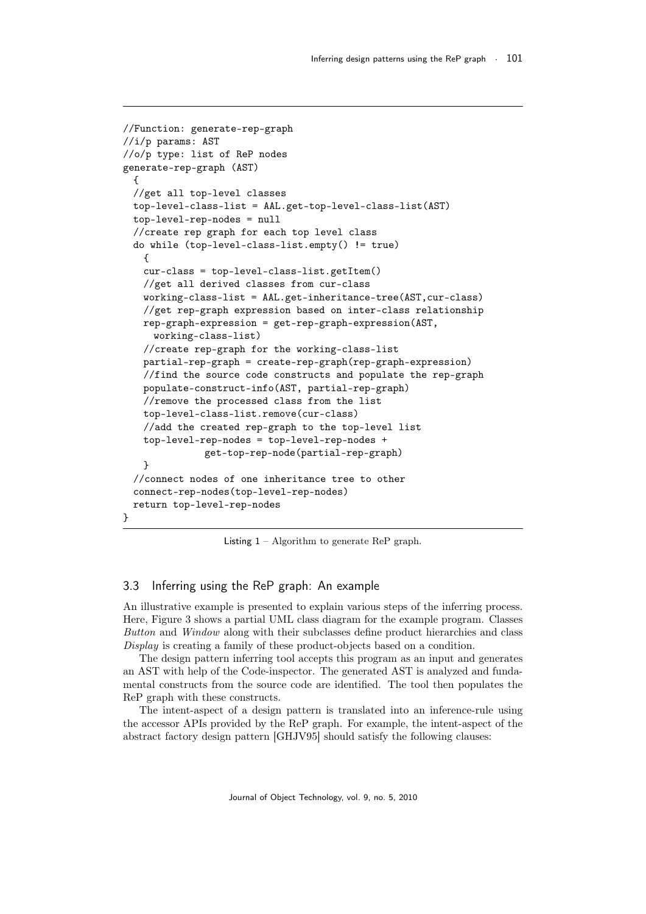```
//Function: generate-rep-graph
//i/p params: AST
//o/p type: list of ReP nodes
generate-rep-graph (AST)
  {
  //get all top-level classes
  top-level-class-list = AAL.get-top-level-class-list(AST)
  top-level-rep-nodes = null
  //create rep graph for each top level class
  do while (top-level-class-list.empty() != true)
    {
    cur-class = top-level-class-list.getItem()
    //get all derived classes from cur-class
    working-class-list = AAL.get-inheritance-tree(AST,cur-class)
    //get rep-graph expression based on inter-class relationship
    rep-graph-expression = get-rep-graph-expression(AST,
      working-class-list)
    //create rep-graph for the working-class-list
    partial-rep-graph = create-rep-graph(rep-graph-expression)
    //find the source code constructs and populate the rep-graph
    populate-construct-info(AST, partial-rep-graph)
    //remove the processed class from the list
    top-level-class-list.remove(cur-class)
    //add the created rep-graph to the top-level list
    top-level-rep-nodes = top-level-rep-nodes +
              get-top-rep-node(partial-rep-graph)
    }
  //connect nodes of one inheritance tree to other
  connect-rep-nodes(top-level-rep-nodes)
  return top-level-rep-nodes
}
```

Listing 1 – Algorithm to generate ReP graph.

### 3.3 Inferring using the ReP graph: An example

An illustrative example is presented to explain various steps of the inferring process. Here, Figure 3 shows a partial UML class diagram for the example program. Classes *Button* and *Window* along with their subclasses define product hierarchies and class *Display* is creating a family of these product-objects based on a condition.

The design pattern inferring tool accepts this program as an input and generates an AST with help of the Code-inspector. The generated AST is analyzed and fundamental constructs from the source code are identified. The tool then populates the ReP graph with these constructs.

The intent-aspect of a design pattern is translated into an inference-rule using the accessor APIs provided by the ReP graph. For example, the intent-aspect of the abstract factory design pattern [GHJV95] should satisfy the following clauses: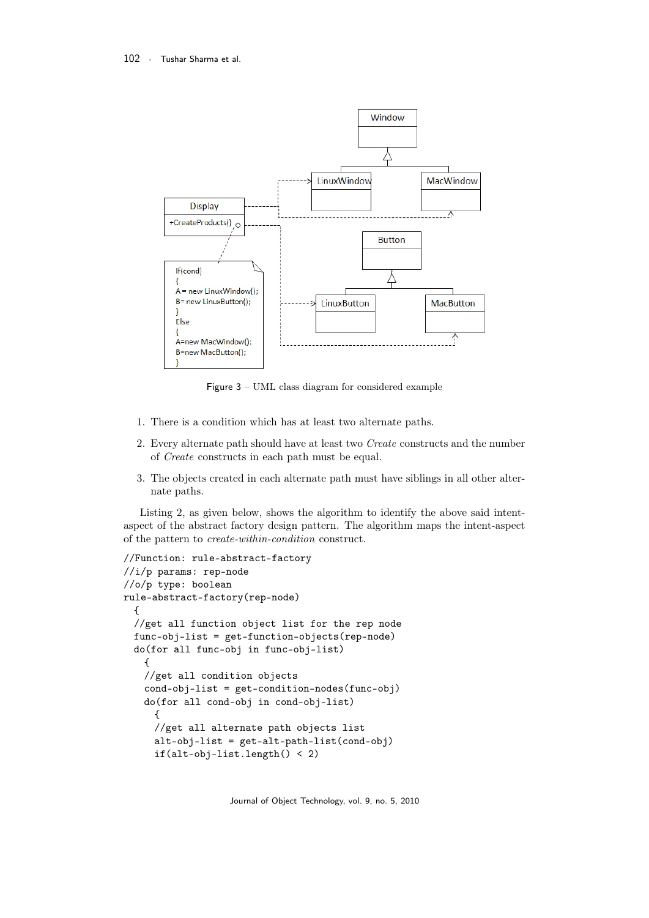Window

LinuxWindow

MacWindow

Display

+CreateProducts()

Button

LinuxButton

MacButton

If(cond)
{
A = new LinuxWindow();
B= new LinuxButton();
}
Else
{
A=new MacWindow();
B=new MacButton();
}

Figure 3 – UML class diagram for considered example

1. There is a condition which has at least two alternate paths.
2. Every alternate path should have at least two *Create* constructs and the number of *Create* constructs in each path must be equal.
3. The objects created in each alternate path must have siblings in all other alternate paths.

Listing 2, as given below, shows the algorithm to identify the above said intent-aspect of the abstract factory design pattern. The algorithm maps the intent-aspect of the pattern to *create-within-condition* construct.

```
//Function: rule-abstract-factory
//i/p params: rep-node
//o/p type: boolean
rule-abstract-factory(rep-node)
  {
  //get all function object list for the rep node
  func-obj-list = get-function-objects(rep-node)
  do(for all func-obj in func-obj-list)
    {
    //get all condition objects
    cond-obj-list = get-condition-nodes(func-obj)
    do(for all cond-obj in cond-obj-list)
      {
      //get all alternate path objects list
      alt-obj-list = get-alt-path-list(cond-obj)
      if(alt-obj-list.length() < 2)
```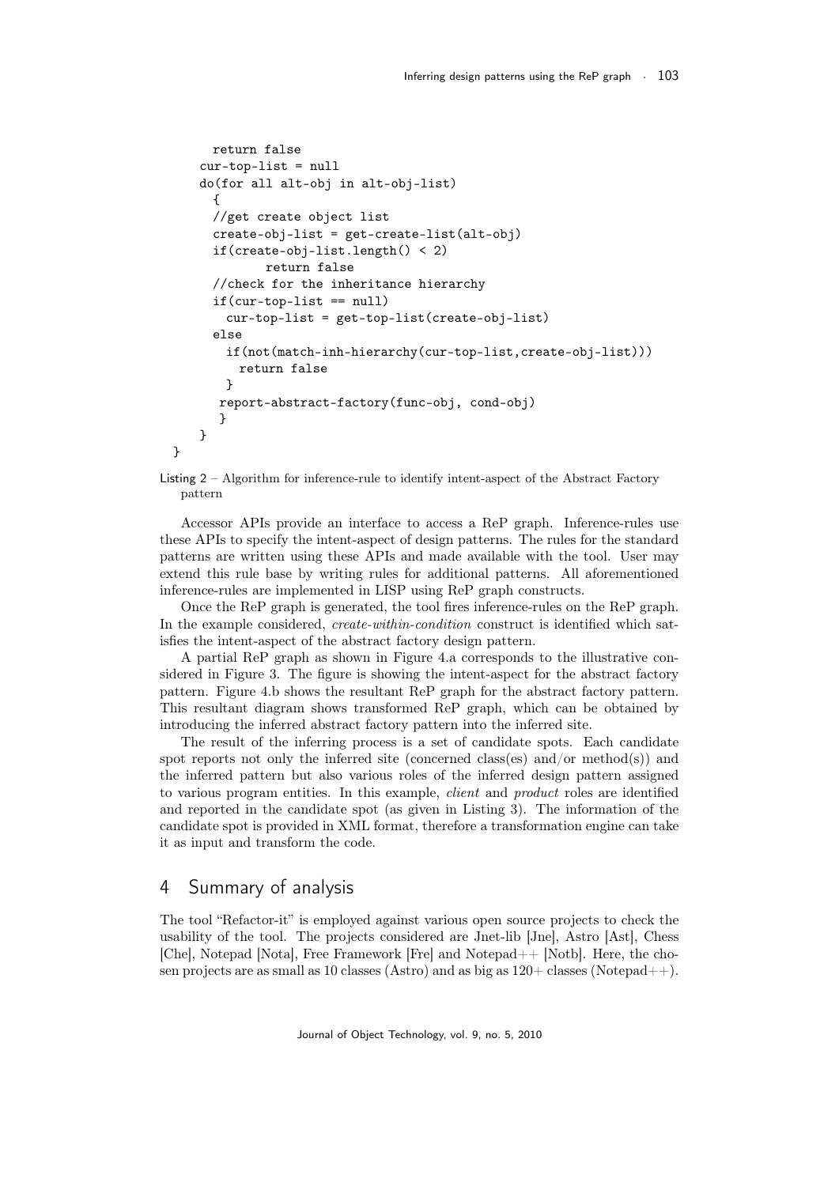```
      return false
    cur-top-list = null
    do(for all alt-obj in alt-obj-list)
      {
      //get create object list
      create-obj-list = get-create-list(alt-obj)
      if(create-obj-list.length() < 2)
            return false
      //check for the inheritance hierarchy
      if(cur-top-list == null)
        cur-top-list = get-top-list(create-obj-list)
      else
        if(not(match-inh-hierarchy(cur-top-list,create-obj-list)))
          return false
        }
       report-abstract-factory(func-obj, cond-obj)
       }
    }
}
```

Listing 2 – Algorithm for inference-rule to identify intent-aspect of the Abstract Factory pattern

Accessor APIs provide an interface to access a ReP graph. Inference-rules use these APIs to specify the intent-aspect of design patterns. The rules for the standard patterns are written using these APIs and made available with the tool. User may extend this rule base by writing rules for additional patterns. All aforementioned inference-rules are implemented in LISP using ReP graph constructs.

Once the ReP graph is generated, the tool fires inference-rules on the ReP graph. In the example considered, *create-within-condition* construct is identified which satisfies the intent-aspect of the abstract factory design pattern.

A partial ReP graph as shown in Figure 4.a corresponds to the illustrative considered in Figure 3. The figure is showing the intent-aspect for the abstract factory pattern. Figure 4.b shows the resultant ReP graph for the abstract factory pattern. This resultant diagram shows transformed ReP graph, which can be obtained by introducing the inferred abstract factory pattern into the inferred site.

The result of the inferring process is a set of candidate spots. Each candidate spot reports not only the inferred site (concerned class(es) and/or method(s)) and the inferred pattern but also various roles of the inferred design pattern assigned to various program entities. In this example, *client* and *product* roles are identified and reported in the candidate spot (as given in Listing 3). The information of the candidate spot is provided in XML format, therefore a transformation engine can take it as input and transform the code.

## 4 Summary of analysis

The tool "Refactor-it" is employed against various open source projects to check the usability of the tool. The projects considered are Jnet-lib [Jne], Astro [Ast], Chess [Che], Notepad [Nota], Free Framework [Fre] and Notepad++ [Notb]. Here, the chosen projects are as small as 10 classes (Astro) and as big as 120+ classes (Notepad++).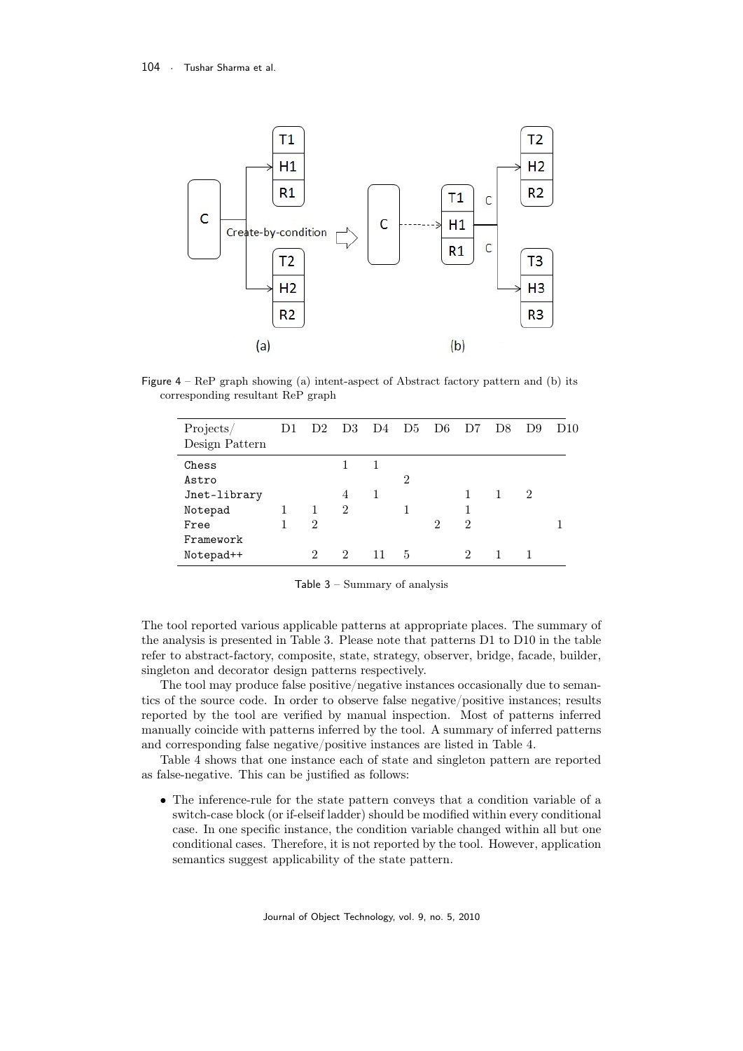T1
H1
R1
C
Create-by-condition
T2
H2
R2
(a)

C
T1
H1
R1
C
C
T2
H2
R2
T3
H3
R3
(b)

Figure 4 – ReP graph showing (a) intent-aspect of Abstract factory pattern and (b) its corresponding resultant ReP graph

| Projects/ Design Pattern | D1 | D2 | D3 | D4 | D5 | D6 | D7 | D8 | D9 | D10 |
|---|---|---|---|---|---|---|---|---|---|---|
| Chess | | | 1 | 1 | | | | | | |
| Astro | | | | | 2 | | | | | |
| Jnet-library | | | 4 | 1 | | | 1 | 1 | 2 | |
| Notepad | 1 | 1 | 2 | | 1 | | 1 | | | |
| Free Framework | 1 | 2 | | | | 2 | 2 | | | 1 |
| Notepad++ | | 2 | 2 | 11 | 5 | | 2 | 1 | 1 | |

Table 3 – Summary of analysis

The tool reported various applicable patterns at appropriate places. The summary of the analysis is presented in Table 3. Please note that patterns D1 to D10 in the table refer to abstract-factory, composite, state, strategy, observer, bridge, facade, builder, singleton and decorator design patterns respectively.

The tool may produce false positive/negative instances occasionally due to semantics of the source code. In order to observe false negative/positive instances; results reported by the tool are verified by manual inspection. Most of patterns inferred manually coincide with patterns inferred by the tool. A summary of inferred patterns and corresponding false negative/positive instances are listed in Table 4.

Table 4 shows that one instance each of state and singleton pattern are reported as false-negative. This can be justified as follows:

- The inference-rule for the state pattern conveys that a condition variable of a switch-case block (or if-elseif ladder) should be modified within every conditional case. In one specific instance, the condition variable changed within all but one conditional cases. Therefore, it is not reported by the tool. However, application semantics suggest applicability of the state pattern.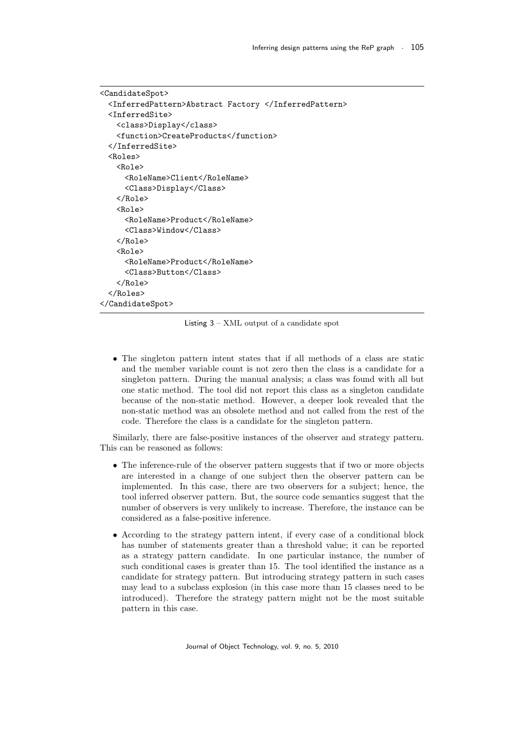```
<CandidateSpot>
  <InferredPattern>Abstract Factory </InferredPattern>
  <InferredSite>
    <class>Display</class>
    <function>CreateProducts</function>
  </InferredSite>
  <Roles>
    <Role>
      <RoleName>Client</RoleName>
      <Class>Display</Class>
    </Role>
    <Role>
      <RoleName>Product</RoleName>
      <Class>Window</Class>
    </Role>
    <Role>
      <RoleName>Product</RoleName>
      <Class>Button</Class>
    </Role>
  </Roles>
</CandidateSpot>
```

Listing 3 – XML output of a candidate spot

- The singleton pattern intent states that if all methods of a class are static and the member variable count is not zero then the class is a candidate for a singleton pattern. During the manual analysis; a class was found with all but one static method. The tool did not report this class as a singleton candidate because of the non-static method. However, a deeper look revealed that the non-static method was an obsolete method and not called from the rest of the code. Therefore the class is a candidate for the singleton pattern.

Similarly, there are false-positive instances of the observer and strategy pattern. This can be reasoned as follows:

- The inference-rule of the observer pattern suggests that if two or more objects are interested in a change of one subject then the observer pattern can be implemented. In this case, there are two observers for a subject; hence, the tool inferred observer pattern. But, the source code semantics suggest that the number of observers is very unlikely to increase. Therefore, the instance can be considered as a false-positive inference.
- According to the strategy pattern intent, if every case of a conditional block has number of statements greater than a threshold value; it can be reported as a strategy pattern candidate. In one particular instance, the number of such conditional cases is greater than 15. The tool identified the instance as a candidate for strategy pattern. But introducing strategy pattern in such cases may lead to a subclass explosion (in this case more than 15 classes need to be introduced). Therefore the strategy pattern might not be the most suitable pattern in this case.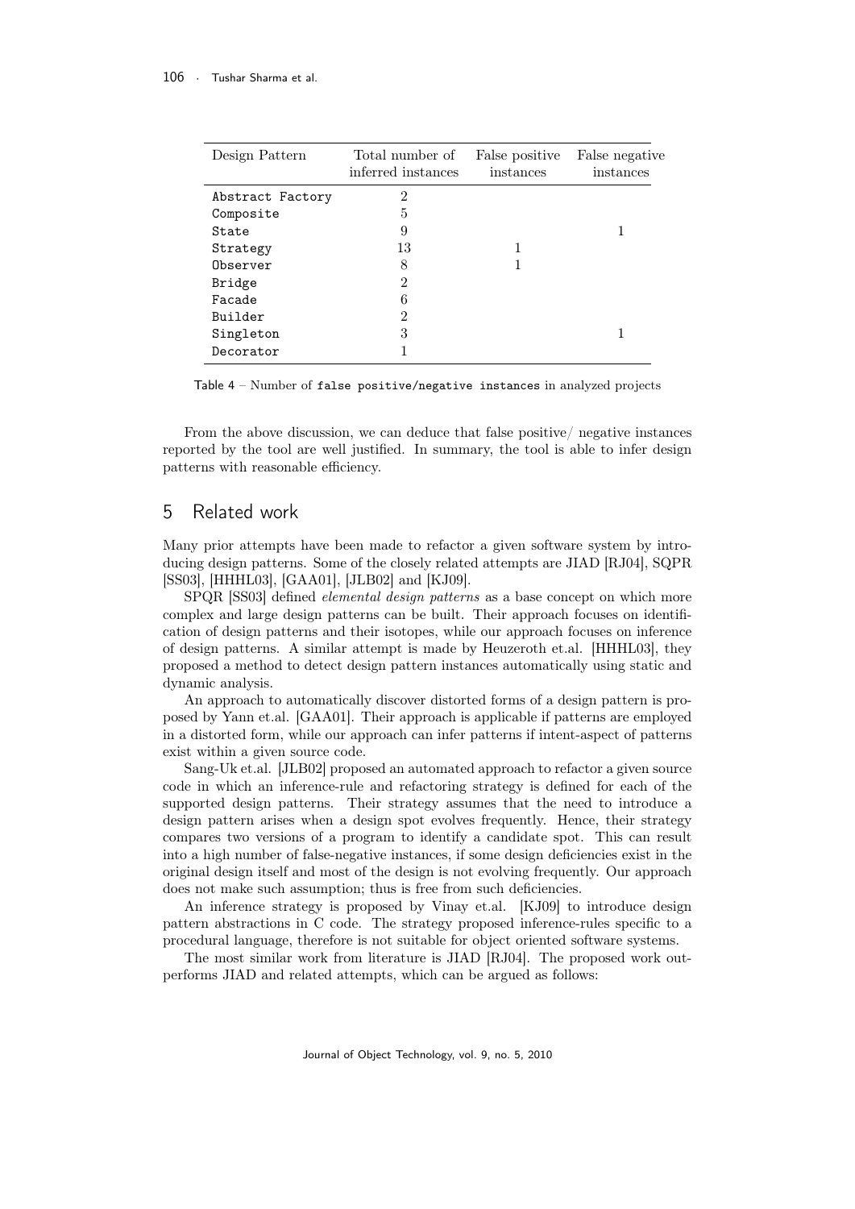| Design Pattern | Total number of inferred instances | False positive instances | False negative instances |
|---|---|---|---|
| `Abstract Factory` | 2 | | |
| `Composite` | 5 | | |
| `State` | 9 | | 1 |
| `Strategy` | 13 | 1 | |
| `Observer` | 8 | 1 | |
| `Bridge` | 2 | | |
| `Facade` | 6 | | |
| `Builder` | 2 | | |
| `Singleton` | 3 | | 1 |
| `Decorator` | 1 | | |

Table 4 – Number of `false positive/negative instances` in analyzed projects

From the above discussion, we can deduce that false positive/ negative instances reported by the tool are well justified. In summary, the tool is able to infer design patterns with reasonable efficiency.

## 5 Related work

Many prior attempts have been made to refactor a given software system by introducing design patterns. Some of the closely related attempts are JIAD [RJ04], SQPR [SS03], [HHHL03], [GAA01], [JLB02] and [KJ09].

SPQR [SS03] defined *elemental design patterns* as a base concept on which more complex and large design patterns can be built. Their approach focuses on identification of design patterns and their isotopes, while our approach focuses on inference of design patterns. A similar attempt is made by Heuzeroth et.al. [HHHL03], they proposed a method to detect design pattern instances automatically using static and dynamic analysis.

An approach to automatically discover distorted forms of a design pattern is proposed by Yann et.al. [GAA01]. Their approach is applicable if patterns are employed in a distorted form, while our approach can infer patterns if intent-aspect of patterns exist within a given source code.

Sang-Uk et.al. [JLB02] proposed an automated approach to refactor a given source code in which an inference-rule and refactoring strategy is defined for each of the supported design patterns. Their strategy assumes that the need to introduce a design pattern arises when a design spot evolves frequently. Hence, their strategy compares two versions of a program to identify a candidate spot. This can result into a high number of false-negative instances, if some design deficiencies exist in the original design itself and most of the design is not evolving frequently. Our approach does not make such assumption; thus is free from such deficiencies.

An inference strategy is proposed by Vinay et.al. [KJ09] to introduce design pattern abstractions in C code. The strategy proposed inference-rules specific to a procedural language, therefore is not suitable for object oriented software systems.

The most similar work from literature is JIAD [RJ04]. The proposed work outperforms JIAD and related attempts, which can be argued as follows: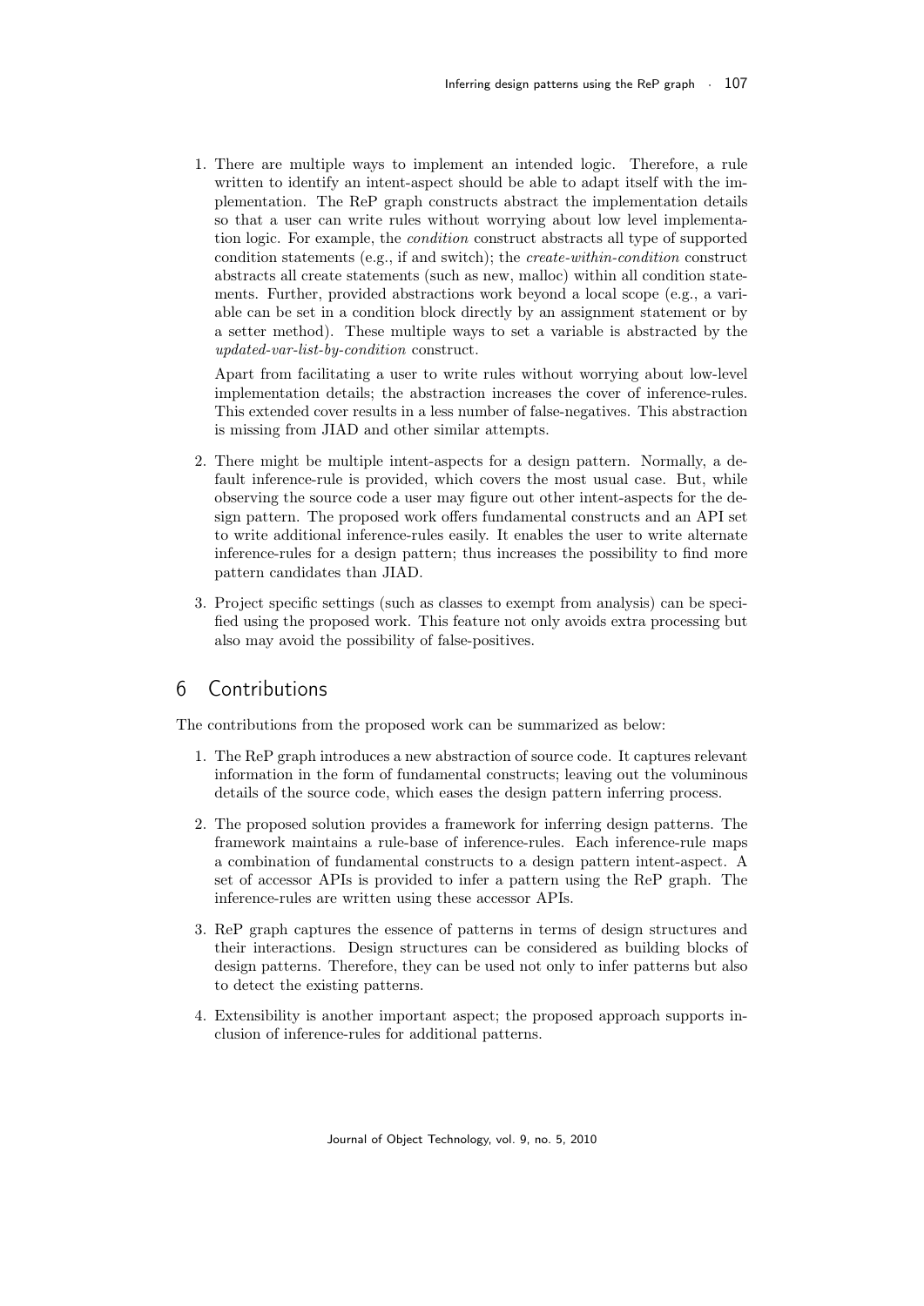1. There are multiple ways to implement an intended logic. Therefore, a rule written to identify an intent-aspect should be able to adapt itself with the implementation. The ReP graph constructs abstract the implementation details so that a user can write rules without worrying about low level implementation logic. For example, the *condition* construct abstracts all type of supported condition statements (e.g., if and switch); the *create-within-condition* construct abstracts all create statements (such as new, malloc) within all condition statements. Further, provided abstractions work beyond a local scope (e.g., a variable can be set in a condition block directly by an assignment statement or by a setter method). These multiple ways to set a variable is abstracted by the *updated-var-list-by-condition* construct.

   Apart from facilitating a user to write rules without worrying about low-level implementation details; the abstraction increases the cover of inference-rules. This extended cover results in a less number of false-negatives. This abstraction is missing from JIAD and other similar attempts.

2. There might be multiple intent-aspects for a design pattern. Normally, a default inference-rule is provided, which covers the most usual case. But, while observing the source code a user may figure out other intent-aspects for the design pattern. The proposed work offers fundamental constructs and an API set to write additional inference-rules easily. It enables the user to write alternate inference-rules for a design pattern; thus increases the possibility to find more pattern candidates than JIAD.

3. Project specific settings (such as classes to exempt from analysis) can be specified using the proposed work. This feature not only avoids extra processing but also may avoid the possibility of false-positives.

## 6 Contributions

The contributions from the proposed work can be summarized as below:

1. The ReP graph introduces a new abstraction of source code. It captures relevant information in the form of fundamental constructs; leaving out the voluminous details of the source code, which eases the design pattern inferring process.

2. The proposed solution provides a framework for inferring design patterns. The framework maintains a rule-base of inference-rules. Each inference-rule maps a combination of fundamental constructs to a design pattern intent-aspect. A set of accessor APIs is provided to infer a pattern using the ReP graph. The inference-rules are written using these accessor APIs.

3. ReP graph captures the essence of patterns in terms of design structures and their interactions. Design structures can be considered as building blocks of design patterns. Therefore, they can be used not only to infer patterns but also to detect the existing patterns.

4. Extensibility is another important aspect; the proposed approach supports inclusion of inference-rules for additional patterns.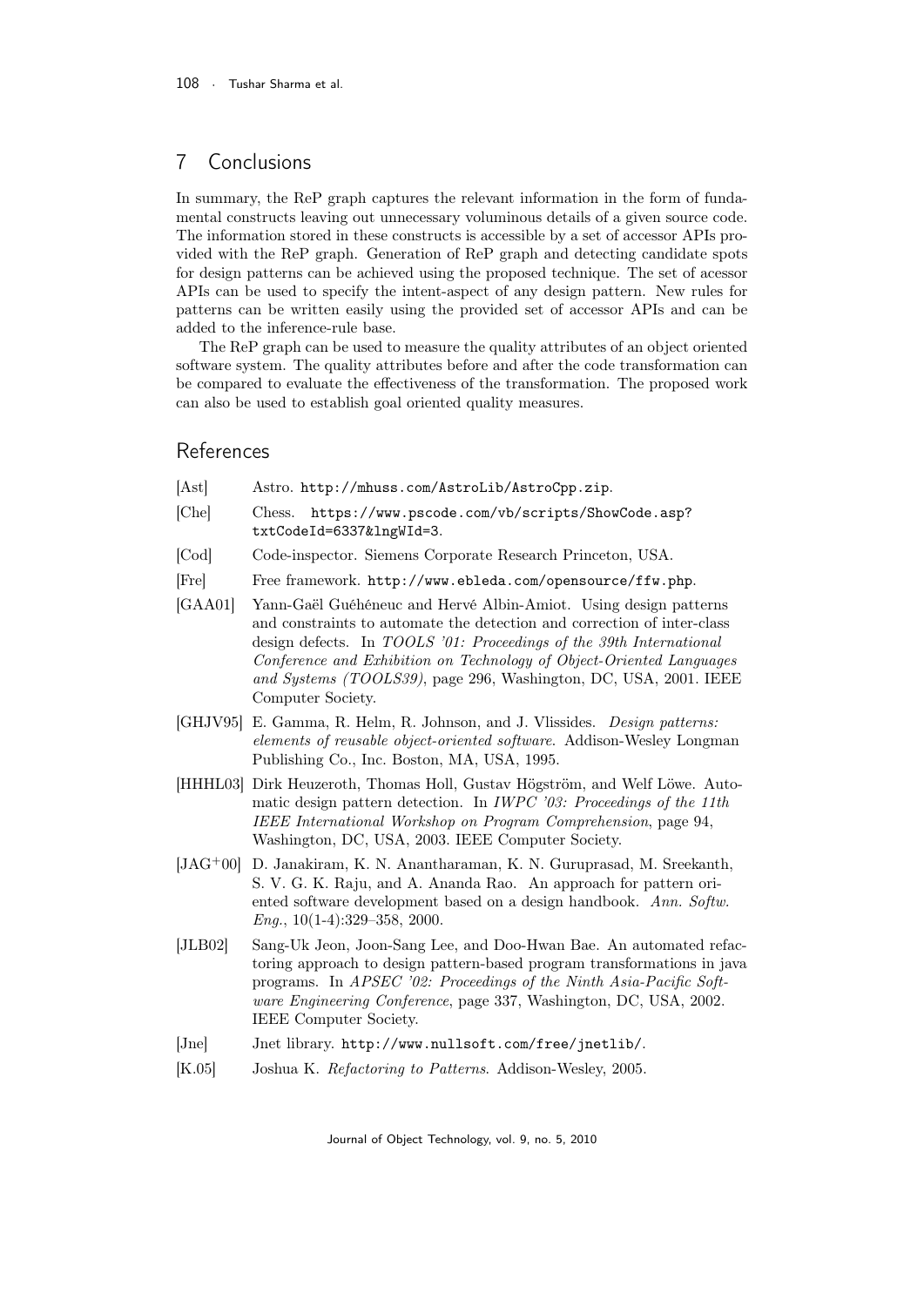## 7 Conclusions

In summary, the ReP graph captures the relevant information in the form of fundamental constructs leaving out unnecessary voluminous details of a given source code. The information stored in these constructs is accessible by a set of accessor APIs provided with the ReP graph. Generation of ReP graph and detecting candidate spots for design patterns can be achieved using the proposed technique. The set of acessor APIs can be used to specify the intent-aspect of any design pattern. New rules for patterns can be written easily using the provided set of accessor APIs and can be added to the inference-rule base.

The ReP graph can be used to measure the quality attributes of an object oriented software system. The quality attributes before and after the code transformation can be compared to evaluate the effectiveness of the transformation. The proposed work can also be used to establish goal oriented quality measures.

## References

[Ast] Astro. `http://mhuss.com/AstroLib/AstroCpp.zip`.

[Che] Chess. `https://www.pscode.com/vb/scripts/ShowCode.asp?txtCodeId=6337&lngWId=3`.

[Cod] Code-inspector. Siemens Corporate Research Princeton, USA.

[Fre] Free framework. `http://www.ebleda.com/opensource/ffw.php`.

[GAA01] Yann-Gaël Guéhéneuc and Hervé Albin-Amiot. Using design patterns and constraints to automate the detection and correction of inter-class design defects. In *TOOLS '01: Proceedings of the 39th International Conference and Exhibition on Technology of Object-Oriented Languages and Systems (TOOLS39)*, page 296, Washington, DC, USA, 2001. IEEE Computer Society.

[GHJV95] E. Gamma, R. Helm, R. Johnson, and J. Vlissides. *Design patterns: elements of reusable object-oriented software*. Addison-Wesley Longman Publishing Co., Inc. Boston, MA, USA, 1995.

[HHHL03] Dirk Heuzeroth, Thomas Holl, Gustav Högström, and Welf Löwe. Automatic design pattern detection. In *IWPC '03: Proceedings of the 11th IEEE International Workshop on Program Comprehension*, page 94, Washington, DC, USA, 2003. IEEE Computer Society.

[JAG+00] D. Janakiram, K. N. Anantharaman, K. N. Guruprasad, M. Sreekanth, S. V. G. K. Raju, and A. Ananda Rao. An approach for pattern oriented software development based on a design handbook. *Ann. Softw. Eng.*, 10(1-4):329–358, 2000.

[JLB02] Sang-Uk Jeon, Joon-Sang Lee, and Doo-Hwan Bae. An automated refactoring approach to design pattern-based program transformations in java programs. In *APSEC '02: Proceedings of the Ninth Asia-Pacific Software Engineering Conference*, page 337, Washington, DC, USA, 2002. IEEE Computer Society.

[Jne] Jnet library. `http://www.nullsoft.com/free/jnetlib/`.

[K.05] Joshua K. *Refactoring to Patterns*. Addison-Wesley, 2005.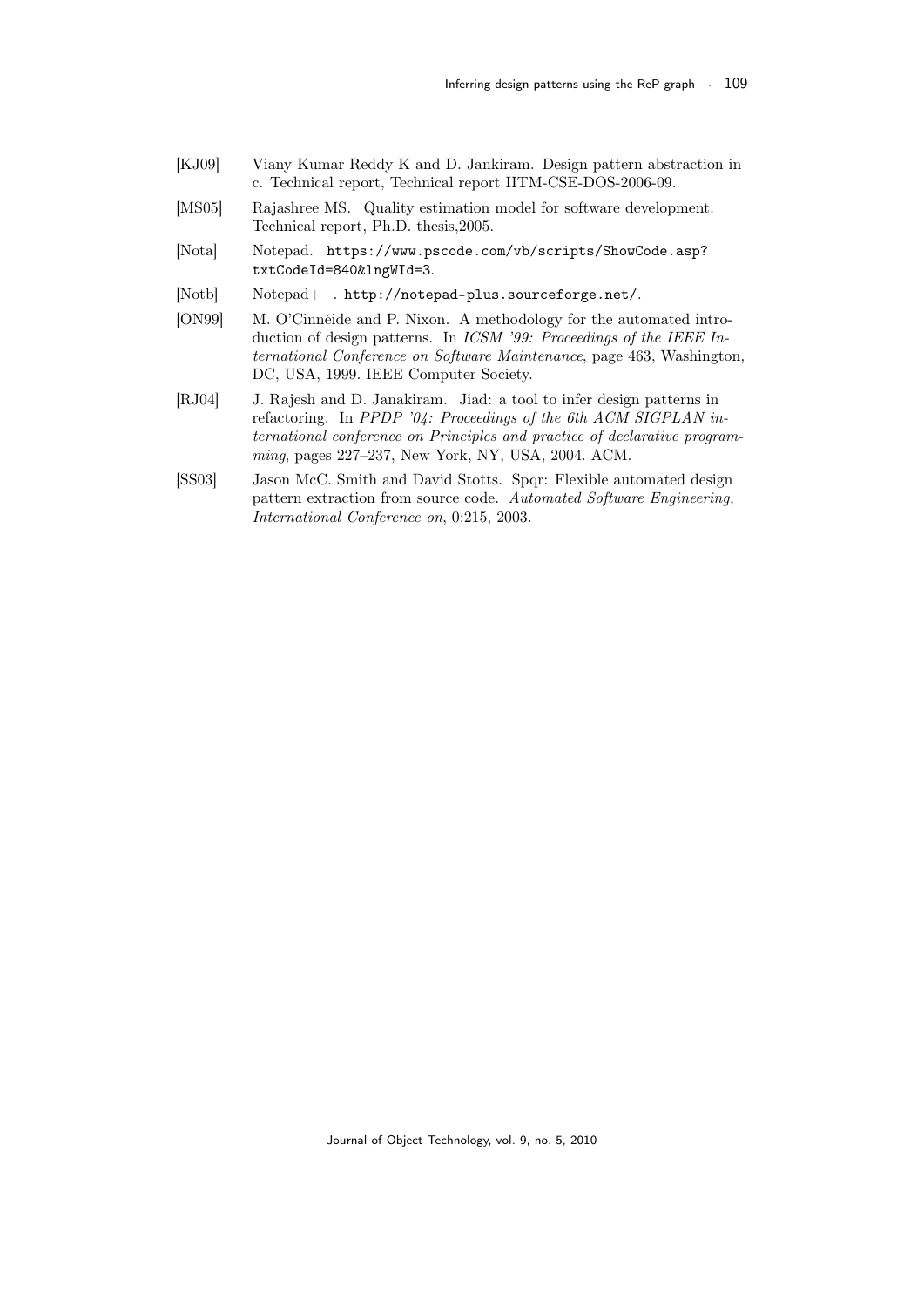[KJ09] Viany Kumar Reddy K and D. Jankiram. Design pattern abstraction in c. Technical report, Technical report IITM-CSE-DOS-2006-09.

[MS05] Rajashree MS. Quality estimation model for software development. Technical report, Ph.D. thesis,2005.

[Nota] Notepad. `https://www.pscode.com/vb/scripts/ShowCode.asp?txtCodeId=840&lngWId=3`.

[Notb] Notepad++. `http://notepad-plus.sourceforge.net/`.

[ON99] M. O'Cinnéide and P. Nixon. A methodology for the automated introduction of design patterns. In *ICSM '99: Proceedings of the IEEE International Conference on Software Maintenance*, page 463, Washington, DC, USA, 1999. IEEE Computer Society.

[RJ04] J. Rajesh and D. Janakiram. Jiad: a tool to infer design patterns in refactoring. In *PPDP '04: Proceedings of the 6th ACM SIGPLAN international conference on Principles and practice of declarative programming*, pages 227–237, New York, NY, USA, 2004. ACM.

[SS03] Jason McC. Smith and David Stotts. Spqr: Flexible automated design pattern extraction from source code. *Automated Software Engineering, International Conference on*, 0:215, 2003.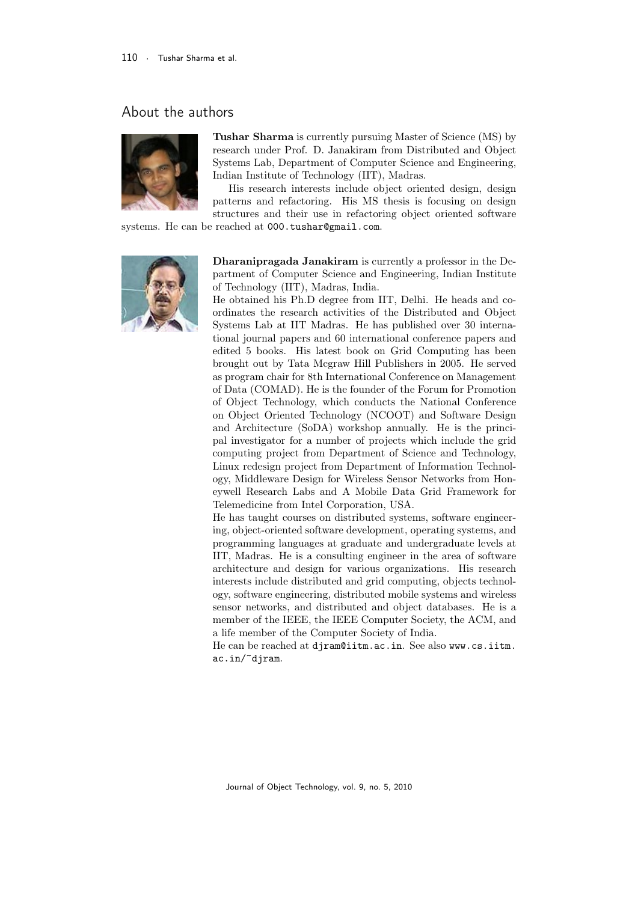## About the authors

**Tushar Sharma** is currently pursuing Master of Science (MS) by research under Prof. D. Janakiram from Distributed and Object Systems Lab, Department of Computer Science and Engineering, Indian Institute of Technology (IIT), Madras.

His research interests include object oriented design, design patterns and refactoring. His MS thesis is focusing on design structures and their use in refactoring object oriented software systems. He can be reached at 000.tushar@gmail.com.

**Dharanipragada Janakiram** is currently a professor in the Department of Computer Science and Engineering, Indian Institute of Technology (IIT), Madras, India.

He obtained his Ph.D degree from IIT, Delhi. He heads and coordinates the research activities of the Distributed and Object Systems Lab at IIT Madras. He has published over 30 international journal papers and 60 international conference papers and edited 5 books. His latest book on Grid Computing has been brought out by Tata Mcgraw Hill Publishers in 2005. He served as program chair for 8th International Conference on Management of Data (COMAD). He is the founder of the Forum for Promotion of Object Technology, which conducts the National Conference on Object Oriented Technology (NCOOT) and Software Design and Architecture (SoDA) workshop annually. He is the principal investigator for a number of projects which include the grid computing project from Department of Science and Technology, Linux redesign project from Department of Information Technology, Middleware Design for Wireless Sensor Networks from Honeywell Research Labs and A Mobile Data Grid Framework for Telemedicine from Intel Corporation, USA.

He has taught courses on distributed systems, software engineering, object-oriented software development, operating systems, and programming languages at graduate and undergraduate levels at IIT, Madras. He is a consulting engineer in the area of software architecture and design for various organizations. His research interests include distributed and grid computing, objects technology, software engineering, distributed mobile systems and wireless sensor networks, and distributed and object databases. He is a member of the IEEE, the IEEE Computer Society, the ACM, and a life member of the Computer Society of India.

He can be reached at djram@iitm.ac.in. See also www.cs.iitm.ac.in/~djram.